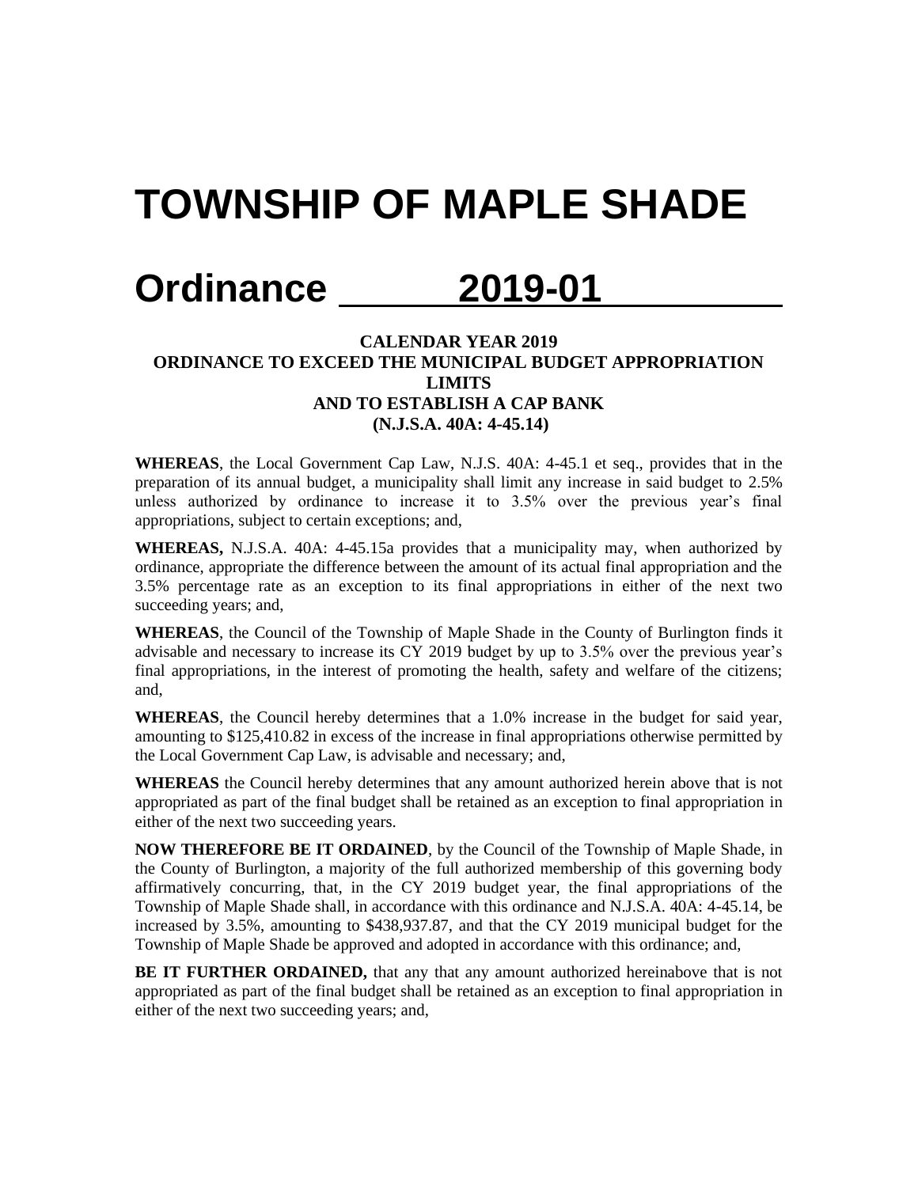# TOWNSHIP OF MAPLE SHADE

# Ordinance 2019-01

**CALENDAR YEAR 2019**
**ORDINANCE TO EXCEED THE MUNICIPAL BUDGET APPROPRIATION LIMITS**
**AND TO ESTABLISH A CAP BANK**
**(N.J.S.A. 40A: 4-45.14)**

**WHEREAS**, the Local Government Cap Law, N.J.S. 40A: 4-45.1 et seq., provides that in the preparation of its annual budget, a municipality shall limit any increase in said budget to 2.5% unless authorized by ordinance to increase it to 3.5% over the previous year's final appropriations, subject to certain exceptions; and,

**WHEREAS,** N.J.S.A. 40A: 4-45.15a provides that a municipality may, when authorized by ordinance, appropriate the difference between the amount of its actual final appropriation and the 3.5% percentage rate as an exception to its final appropriations in either of the next two succeeding years; and,

**WHEREAS**, the Council of the Township of Maple Shade in the County of Burlington finds it advisable and necessary to increase its CY 2019 budget by up to 3.5% over the previous year's final appropriations, in the interest of promoting the health, safety and welfare of the citizens; and,

**WHEREAS**, the Council hereby determines that a 1.0% increase in the budget for said year, amounting to $125,410.82 in excess of the increase in final appropriations otherwise permitted by the Local Government Cap Law, is advisable and necessary; and,

**WHEREAS** the Council hereby determines that any amount authorized herein above that is not appropriated as part of the final budget shall be retained as an exception to final appropriation in either of the next two succeeding years.

**NOW THEREFORE BE IT ORDAINED**, by the Council of the Township of Maple Shade, in the County of Burlington, a majority of the full authorized membership of this governing body affirmatively concurring, that, in the CY 2019 budget year, the final appropriations of the Township of Maple Shade shall, in accordance with this ordinance and N.J.S.A. 40A: 4-45.14, be increased by 3.5%, amounting to $438,937.87, and that the CY 2019 municipal budget for the Township of Maple Shade be approved and adopted in accordance with this ordinance; and,

**BE IT FURTHER ORDAINED,** that any that any amount authorized hereinabove that is not appropriated as part of the final budget shall be retained as an exception to final appropriation in either of the next two succeeding years; and,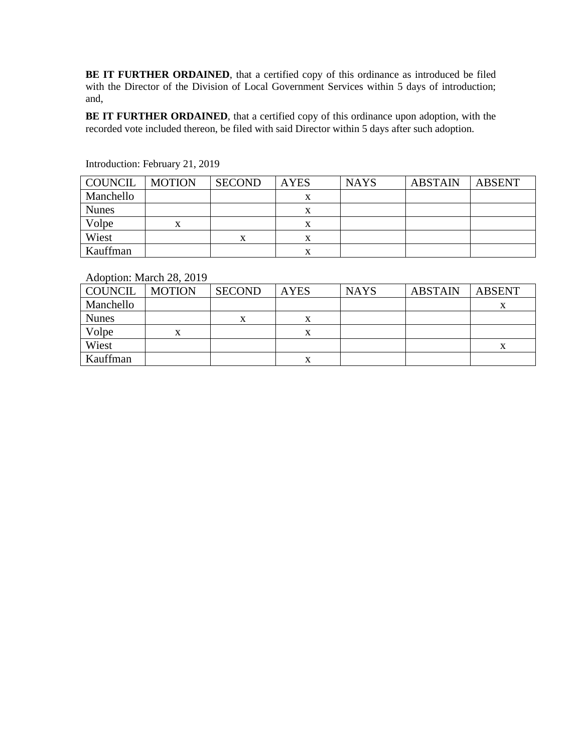**BE IT FURTHER ORDAINED**, that a certified copy of this ordinance as introduced be filed with the Director of the Division of Local Government Services within 5 days of introduction; and,

**BE IT FURTHER ORDAINED**, that a certified copy of this ordinance upon adoption, with the recorded vote included thereon, be filed with said Director within 5 days after such adoption.

Introduction: February 21, 2019

| COUNCIL | MOTION | SECOND | AYES | NAYS | ABSTAIN | ABSENT |
|---|---|---|---|---|---|---|
| Manchello | | | x | | | |
| Nunes | | | x | | | |
| Volpe | x | | x | | | |
| Wiest | | x | x | | | |
| Kauffman | | | x | | | |

Adoption: March 28, 2019

| COUNCIL | MOTION | SECOND | AYES | NAYS | ABSTAIN | ABSENT |
|---|---|---|---|---|---|---|
| Manchello | | | | | | x |
| Nunes | | x | x | | | |
| Volpe | x | | x | | | |
| Wiest | | | | | | x |
| Kauffman | | | x | | | |